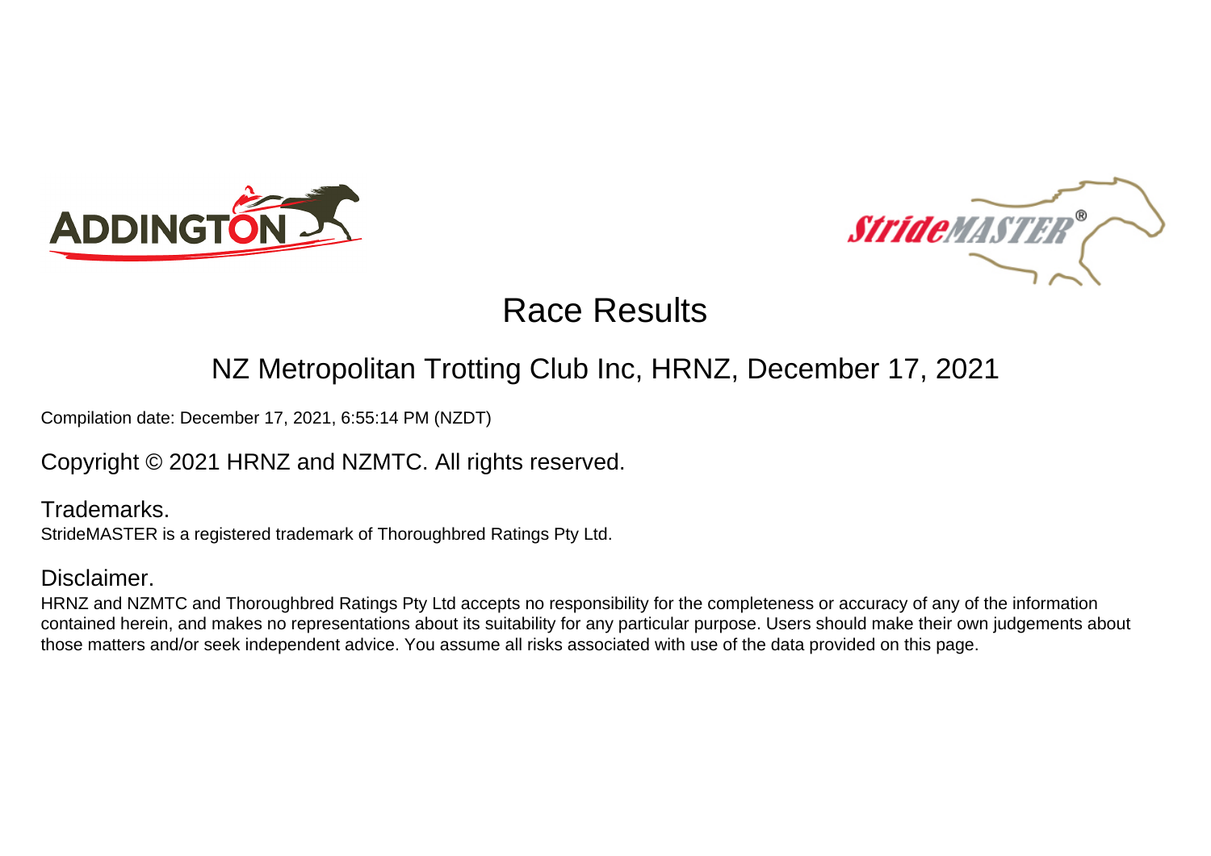# Race Results

## NZ Metropolitan Trotting Club Inc, HRNZ, December 17, 2021

Compilation date: December 17, 2021, 6:55:14 PM (NZDT)

Copyright © 2021 HRNZ and NZMTC. All rights reserved.

### Trademarks.

StrideMASTER is a registered trademark of Thoroughbred Ratings Pty Ltd.

### Disclaimer.

HRNZ and NZMTC and Thoroughbred Ratings Pty Ltd accepts no responsibility for the completeness or accuracy of any of the information contained herein, and makes no representations about its suitability for any particular purpose. Users should make their own judgements about those matters and/or seek independent advice. You assume all risks associated with use of the data provided on this page.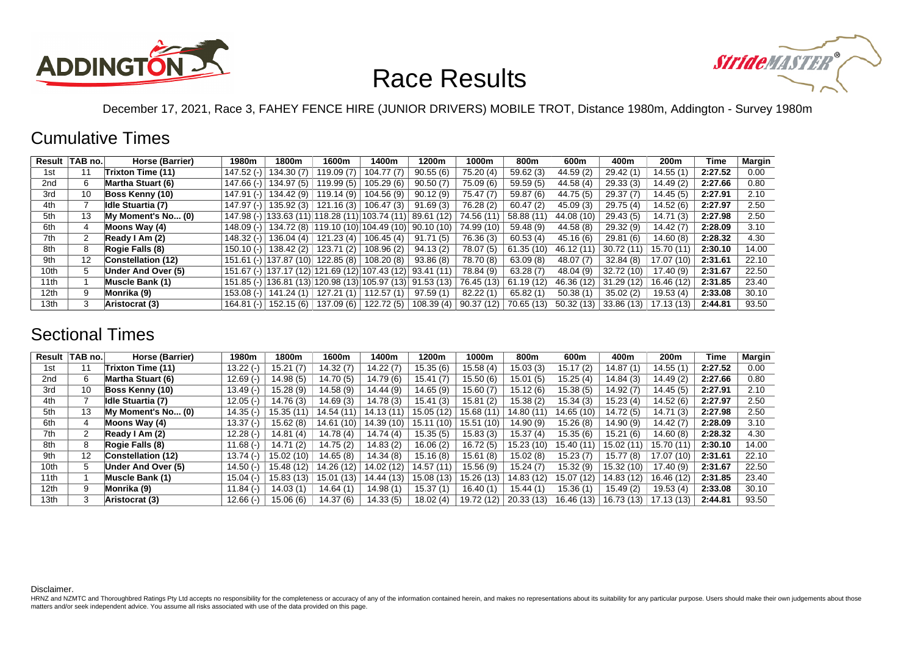# Race Results

December 17, 2021, Race 3, FAHEY FENCE HIRE (JUNIOR DRIVERS) MOBILE TROT, Distance 1980m, Addington - Survey 1980m

## Cumulative Times

| Result | TAB no. | Horse (Barrier) | 1980m | 1800m | 1600m | 1400m | 1200m | 1000m | 800m | 600m | 400m | 200m | Time | Margin |
|---|---|---|---|---|---|---|---|---|---|---|---|---|---|---|
| 1st | 11 | Trixton Time (11) | 147.52 (-) | 134.30 (7) | 119.09 (7) | 104.77 (7) | 90.55 (6) | 75.20 (4) | 59.62 (3) | 44.59 (2) | 29.42 (1) | 14.55 (1) | 2:27.52 | 0.00 |
| 2nd | 6 | Martha Stuart (6) | 147.66 (-) | 134.97 (5) | 119.99 (5) | 105.29 (6) | 90.50 (7) | 75.09 (6) | 59.59 (5) | 44.58 (4) | 29.33 (3) | 14.49 (2) | 2:27.66 | 0.80 |
| 3rd | 10 | Boss Kenny (10) | 147.91 (-) | 134.42 (9) | 119.14 (9) | 104.56 (9) | 90.12 (9) | 75.47 (7) | 59.87 (6) | 44.75 (5) | 29.37 (7) | 14.45 (5) | 2:27.91 | 2.10 |
| 4th | 7 | Idle Stuartia (7) | 147.97 (-) | 135.92 (3) | 121.16 (3) | 106.47 (3) | 91.69 (3) | 76.28 (2) | 60.47 (2) | 45.09 (3) | 29.75 (4) | 14.52 (6) | 2:27.97 | 2.50 |
| 5th | 13 | My Moment's No... (0) | 147.98 (-) | 133.63 (11) | 118.28 (11) | 103.74 (11) | 89.61 (12) | 74.56 (11) | 58.88 (11) | 44.08 (10) | 29.43 (5) | 14.71 (3) | 2:27.98 | 2.50 |
| 6th | 4 | Moons Way (4) | 148.09 (-) | 134.72 (8) | 119.10 (10) | 104.49 (10) | 90.10 (10) | 74.99 (10) | 59.48 (9) | 44.58 (8) | 29.32 (9) | 14.42 (7) | 2:28.09 | 3.10 |
| 7th | 2 | Ready I Am (2) | 148.32 (-) | 136.04 (4) | 121.23 (4) | 106.45 (4) | 91.71 (5) | 76.36 (3) | 60.53 (4) | 45.16 (6) | 29.81 (6) | 14.60 (8) | 2:28.32 | 4.30 |
| 8th | 8 | Rogie Falls (8) | 150.10 (-) | 138.42 (2) | 123.71 (2) | 108.96 (2) | 94.13 (2) | 78.07 (5) | 61.35 (10) | 46.12 (11) | 30.72 (11) | 15.70 (11) | 2:30.10 | 14.00 |
| 9th | 12 | Constellation (12) | 151.61 (-) | 137.87 (10) | 122.85 (8) | 108.20 (8) | 93.86 (8) | 78.70 (8) | 63.09 (8) | 48.07 (7) | 32.84 (8) | 17.07 (10) | 2:31.61 | 22.10 |
| 10th | 5 | Under And Over (5) | 151.67 (-) | 137.17 (12) | 121.69 (12) | 107.43 (12) | 93.41 (11) | 78.84 (9) | 63.28 (7) | 48.04 (9) | 32.72 (10) | 17.40 (9) | 2:31.67 | 22.50 |
| 11th | 1 | Muscle Bank (1) | 151.85 (-) | 136.81 (13) | 120.98 (13) | 105.97 (13) | 91.53 (13) | 76.45 (13) | 61.19 (12) | 46.36 (12) | 31.29 (12) | 16.46 (12) | 2:31.85 | 23.40 |
| 12th | 9 | Monrika (9) | 153.08 (-) | 141.24 (1) | 127.21 (1) | 112.57 (1) | 97.59 (1) | 82.22 (1) | 65.82 (1) | 50.38 (1) | 35.02 (2) | 19.53 (4) | 2:33.08 | 30.10 |
| 13th | 3 | Aristocrat (3) | 164.81 (-) | 152.15 (6) | 137.09 (6) | 122.72 (5) | 108.39 (4) | 90.37 (12) | 70.65 (13) | 50.32 (13) | 33.86 (13) | 17.13 (13) | 2:44.81 | 93.50 |

## Sectional Times

| Result | TAB no. | Horse (Barrier) | 1980m | 1800m | 1600m | 1400m | 1200m | 1000m | 800m | 600m | 400m | 200m | Time | Margin |
|---|---|---|---|---|---|---|---|---|---|---|---|---|---|---|
| 1st | 11 | Trixton Time (11) | 13.22 (-) | 15.21 (7) | 14.32 (7) | 14.22 (7) | 15.35 (6) | 15.58 (4) | 15.03 (3) | 15.17 (2) | 14.87 (1) | 14.55 (1) | 2:27.52 | 0.00 |
| 2nd | 6 | Martha Stuart (6) | 12.69 (-) | 14.98 (5) | 14.70 (5) | 14.79 (6) | 15.41 (7) | 15.50 (6) | 15.01 (5) | 15.25 (4) | 14.84 (3) | 14.49 (2) | 2:27.66 | 0.80 |
| 3rd | 10 | Boss Kenny (10) | 13.49 (-) | 15.28 (9) | 14.58 (9) | 14.44 (9) | 14.65 (9) | 15.60 (7) | 15.12 (6) | 15.38 (5) | 14.92 (7) | 14.45 (5) | 2:27.91 | 2.10 |
| 4th | 7 | Idle Stuartia (7) | 12.05 (-) | 14.76 (3) | 14.69 (3) | 14.78 (3) | 15.41 (3) | 15.81 (2) | 15.38 (2) | 15.34 (3) | 15.23 (4) | 14.52 (6) | 2:27.97 | 2.50 |
| 5th | 13 | My Moment's No... (0) | 14.35 (-) | 15.35 (11) | 14.54 (11) | 14.13 (11) | 15.05 (12) | 15.68 (11) | 14.80 (11) | 14.65 (10) | 14.72 (5) | 14.71 (3) | 2:27.98 | 2.50 |
| 6th | 4 | Moons Way (4) | 13.37 (-) | 15.62 (8) | 14.61 (10) | 14.39 (10) | 15.11 (10) | 15.51 (10) | 14.90 (9) | 15.26 (8) | 14.90 (9) | 14.42 (7) | 2:28.09 | 3.10 |
| 7th | 2 | Ready I Am (2) | 12.28 (-) | 14.81 (4) | 14.78 (4) | 14.74 (4) | 15.35 (5) | 15.83 (3) | 15.37 (4) | 15.35 (6) | 15.21 (6) | 14.60 (8) | 2:28.32 | 4.30 |
| 8th | 8 | Rogie Falls (8) | 11.68 (-) | 14.71 (2) | 14.75 (2) | 14.83 (2) | 16.06 (2) | 16.72 (5) | 15.23 (10) | 15.40 (11) | 15.02 (11) | 15.70 (11) | 2:30.10 | 14.00 |
| 9th | 12 | Constellation (12) | 13.74 (-) | 15.02 (10) | 14.65 (8) | 14.34 (8) | 15.16 (8) | 15.61 (8) | 15.02 (8) | 15.23 (7) | 15.77 (8) | 17.07 (10) | 2:31.61 | 22.10 |
| 10th | 5 | Under And Over (5) | 14.50 (-) | 15.48 (12) | 14.26 (12) | 14.02 (12) | 14.57 (11) | 15.56 (9) | 15.24 (7) | 15.32 (9) | 15.32 (10) | 17.40 (9) | 2:31.67 | 22.50 |
| 11th | 1 | Muscle Bank (1) | 15.04 (-) | 15.83 (13) | 15.01 (13) | 14.44 (13) | 15.08 (13) | 15.26 (13) | 14.83 (12) | 15.07 (12) | 14.83 (12) | 16.46 (12) | 2:31.85 | 23.40 |
| 12th | 9 | Monrika (9) | 11.84 (-) | 14.03 (1) | 14.64 (1) | 14.98 (1) | 15.37 (1) | 16.40 (1) | 15.44 (1) | 15.36 (1) | 15.49 (2) | 19.53 (4) | 2:33.08 | 30.10 |
| 13th | 3 | Aristocrat (3) | 12.66 (-) | 15.06 (6) | 14.37 (6) | 14.33 (5) | 18.02 (4) | 19.72 (12) | 20.33 (13) | 16.46 (13) | 16.73 (13) | 17.13 (13) | 2:44.81 | 93.50 |

Disclaimer.

HRNZ and NZMTC and Thoroughbred Ratings Pty Ltd accepts no responsibility for the completeness or accuracy of any of the information contained herein, and makes no representations about its suitability for any particular purpose. Users should make their own judgements about those matters and/or seek independent advice. You assume all risks associated with use of the data provided on this page.